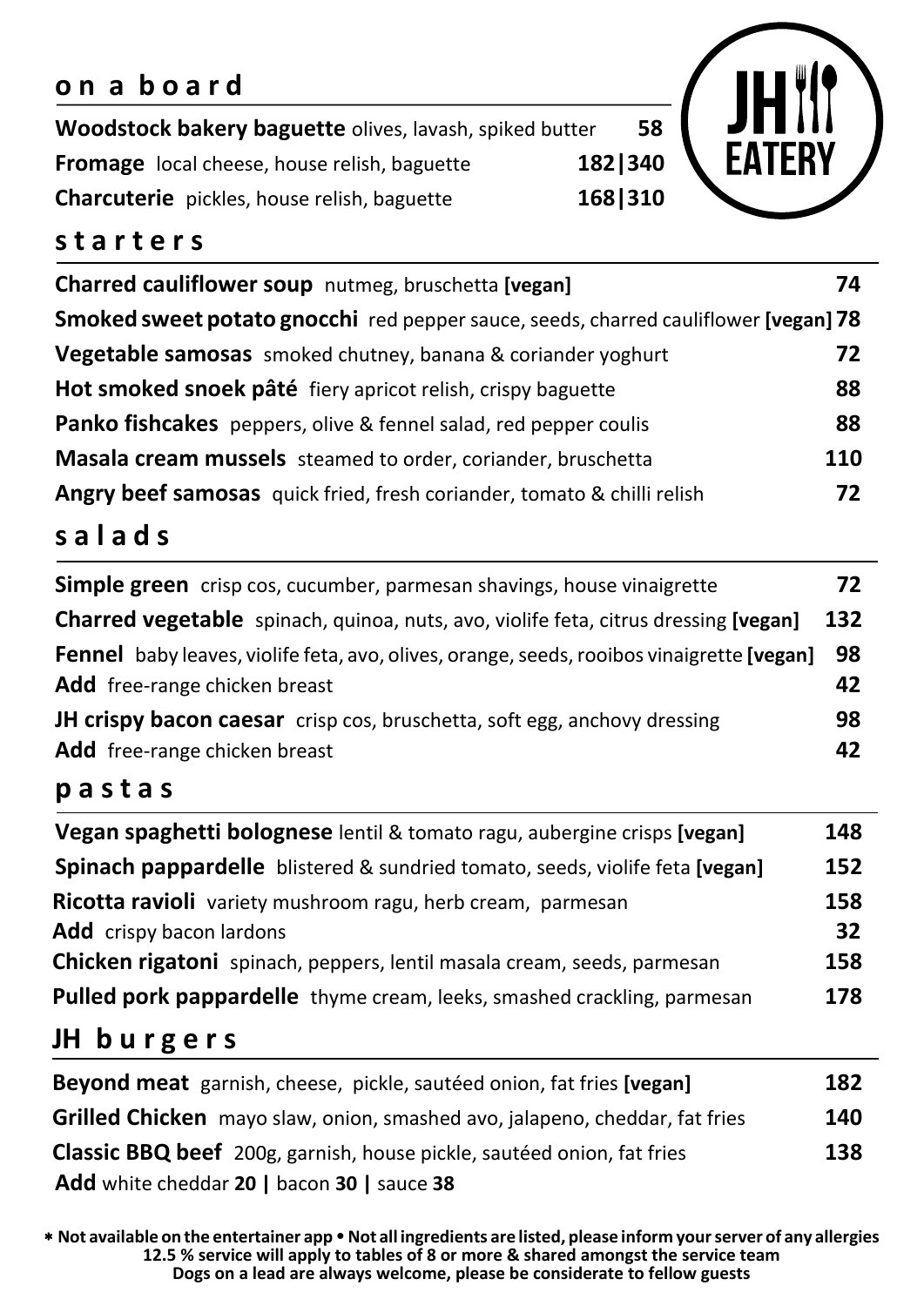JH EATERY

## o n a b o a r d

| Item | Price |
|---|---|
| **Woodstock bakery baguette** olives, lavash, spiked butter | 58 |
| **Fromage** local cheese, house relish, baguette | 182\|340 |
| **Charcuterie** pickles, house relish, baguette | 168\|310 |

## s t a r t e r s

| Item | Price |
|---|---|
| **Charred cauliflower soup** nutmeg, bruschetta **[vegan]** | 74 |
| **Smoked sweet potato gnocchi** red pepper sauce, seeds, charred cauliflower **[vegan]** | 78 |
| **Vegetable samosas** smoked chutney, banana & coriander yoghurt | 72 |
| **Hot smoked snoek pâté** fiery apricot relish, crispy baguette | 88 |
| **Panko fishcakes** peppers, olive & fennel salad, red pepper coulis | 88 |
| **Masala cream mussels** steamed to order, coriander, bruschetta | 110 |
| **Angry beef samosas** quick fried, fresh coriander, tomato & chilli relish | 72 |

## s a l a d s

| Item | Price |
|---|---|
| **Simple green** crisp cos, cucumber, parmesan shavings, house vinaigrette | 72 |
| **Charred vegetable** spinach, quinoa, nuts, avo, violife feta, citrus dressing **[vegan]** | 132 |
| **Fennel** baby leaves, violife feta, avo, olives, orange, seeds, rooibos vinaigrette **[vegan]** | 98 |
| **Add** free-range chicken breast | 42 |
| **JH crispy bacon caesar** crisp cos, bruschetta, soft egg, anchovy dressing | 98 |
| **Add** free-range chicken breast | 42 |

## p a s t a s

| Item | Price |
|---|---|
| **Vegan spaghetti bolognese** lentil & tomato ragu, aubergine crisps **[vegan]** | 148 |
| **Spinach pappardelle** blistered & sundried tomato, seeds, violife feta **[vegan]** | 152 |
| **Ricotta ravioli** variety mushroom ragu, herb cream, parmesan | 158 |
| **Add** crispy bacon lardons | 32 |
| **Chicken rigatoni** spinach, peppers, lentil masala cream, seeds, parmesan | 158 |
| **Pulled pork pappardelle** thyme cream, leeks, smashed crackling, parmesan | 178 |

## JH b u r g e r s

| Item | Price |
|---|---|
| **Beyond meat** garnish, cheese, pickle, sautéed onion, fat fries **[vegan]** | 182 |
| **Grilled Chicken** mayo slaw, onion, smashed avo, jalapeno, cheddar, fat fries | 140 |
| **Classic BBQ beef** 200g, garnish, house pickle, sautéed onion, fat fries | 138 |

**Add** white cheddar **20 |** bacon **30 |** sauce **38**

**\* Not available on the entertainer app • Not all ingredients are listed, please inform your server of any allergies**
**12.5 % service will apply to tables of 8 or more & shared amongst the service team**
**Dogs on a lead are always welcome, please be considerate to fellow guests**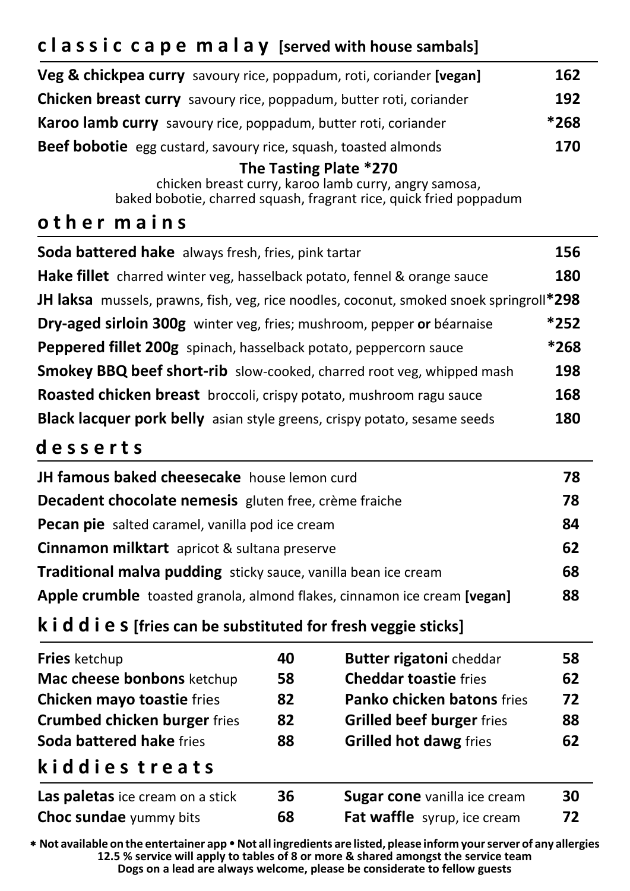## c l a s s i c c a p e m a l a y [served with house sambals]

| | |
|---|---|
| **Veg & chickpea curry** savoury rice, poppadum, roti, coriander **[vegan]** | **162** |
| **Chicken breast curry** savoury rice, poppadum, butter roti, coriander | **192** |
| **Karoo lamb curry** savoury rice, poppadum, butter roti, coriander | ***268** |
| **Beef bobotie** egg custard, savoury rice, squash, toasted almonds | **170** |

**The Tasting Plate *270**
chicken breast curry, karoo lamb curry, angry samosa,
baked bobotie, charred squash, fragrant rice, quick fried poppadum

## o t h e r m a i n s

| | |
|---|---|
| **Soda battered hake** always fresh, fries, pink tartar | **156** |
| **Hake fillet** charred winter veg, hasselback potato, fennel & orange sauce | **180** |
| **JH laksa** mussels, prawns, fish, veg, rice noodles, coconut, smoked snoek springroll | ***298** |
| **Dry-aged sirloin 300g** winter veg, fries; mushroom, pepper **or** béarnaise | ***252** |
| **Peppered fillet 200g** spinach, hasselback potato, peppercorn sauce | ***268** |
| **Smokey BBQ beef short-rib** slow-cooked, charred root veg, whipped mash | **198** |
| **Roasted chicken breast** broccoli, crispy potato, mushroom ragu sauce | **168** |
| **Black lacquer pork belly** asian style greens, crispy potato, sesame seeds | **180** |

## d e s s e r t s

| | |
|---|---|
| **JH famous baked cheesecake** house lemon curd | **78** |
| **Decadent chocolate nemesis** gluten free, crème fraiche | **78** |
| **Pecan pie** salted caramel, vanilla pod ice cream | **84** |
| **Cinnamon milktart** apricot & sultana preserve | **62** |
| **Traditional malva pudding** sticky sauce, vanilla bean ice cream | **68** |
| **Apple crumble** toasted granola, almond flakes, cinnamon ice cream **[vegan]** | **88** |

## k i d d i e s [fries can be substituted for fresh veggie sticks]

| | | | |
|---|---|---|---|
| **Fries** ketchup | **40** | **Butter rigatoni** cheddar | **58** |
| **Mac cheese bonbons** ketchup | **58** | **Cheddar toastie** fries | **62** |
| **Chicken mayo toastie** fries | **82** | **Panko chicken batons** fries | **72** |
| **Crumbed chicken burger** fries | **82** | **Grilled beef burger** fries | **88** |
| **Soda battered hake** fries | **88** | **Grilled hot dawg** fries | **62** |

## k i d d i e s t r e a t s

| | | | |
|---|---|---|---|
| **Las paletas** ice cream on a stick | **36** | **Sugar cone** vanilla ice cream | **30** |
| **Choc sundae** yummy bits | **68** | **Fat waffle** syrup, ice cream | **72** |

**\* Not available on the entertainer app • Not all ingredients are listed, please inform your server of any allergies**
**12.5 % service will apply to tables of 8 or more & shared amongst the service team**
**Dogs on a lead are always welcome, please be considerate to fellow guests**